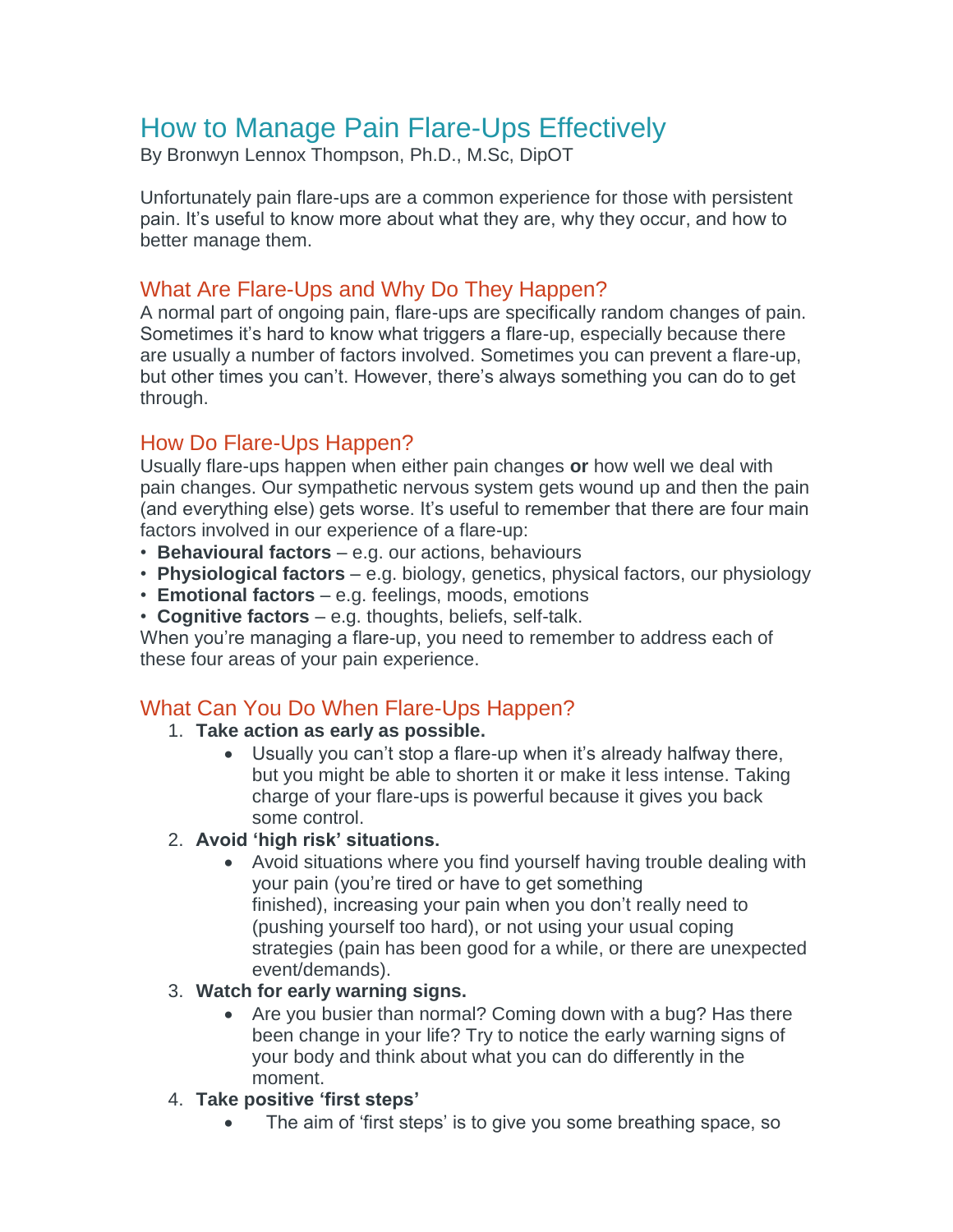# How to Manage Pain Flare-Ups Effectively

By Bronwyn Lennox Thompson, Ph.D., M.Sc, DipOT

Unfortunately pain flare-ups are a common experience for those with persistent pain. It's useful to know more about what they are, why they occur, and how to better manage them.

## What Are Flare-Ups and Why Do They Happen?

A normal part of ongoing pain, flare-ups are specifically random changes of pain. Sometimes it's hard to know what triggers a flare-up, especially because there are usually a number of factors involved. Sometimes you can prevent a flare-up, but other times you can't. However, there's always something you can do to get through.

## How Do Flare-Ups Happen?

Usually flare-ups happen when either pain changes **or** how well we deal with pain changes. Our sympathetic nervous system gets wound up and then the pain (and everything else) gets worse. It's useful to remember that there are four main factors involved in our experience of a flare-up:

- **Behavioural factors** – e.g. our actions, behaviours
- **Physiological factors** – e.g. biology, genetics, physical factors, our physiology
- **Emotional factors** – e.g. feelings, moods, emotions
- **Cognitive factors** – e.g. thoughts, beliefs, self-talk.

When you're managing a flare-up, you need to remember to address each of these four areas of your pain experience.

## What Can You Do When Flare-Ups Happen?

1. **Take action as early as possible.**
   - Usually you can't stop a flare-up when it's already halfway there, but you might be able to shorten it or make it less intense. Taking charge of your flare-ups is powerful because it gives you back some control.
2. **Avoid 'high risk' situations.**
   - Avoid situations where you find yourself having trouble dealing with your pain (you're tired or have to get something finished), increasing your pain when you don't really need to (pushing yourself too hard), or not using your usual coping strategies (pain has been good for a while, or there are unexpected event/demands).
3. **Watch for early warning signs.**
   - Are you busier than normal? Coming down with a bug? Has there been change in your life? Try to notice the early warning signs of your body and think about what you can do differently in the moment.
4. **Take positive 'first steps'**
   - The aim of 'first steps' is to give you some breathing space, so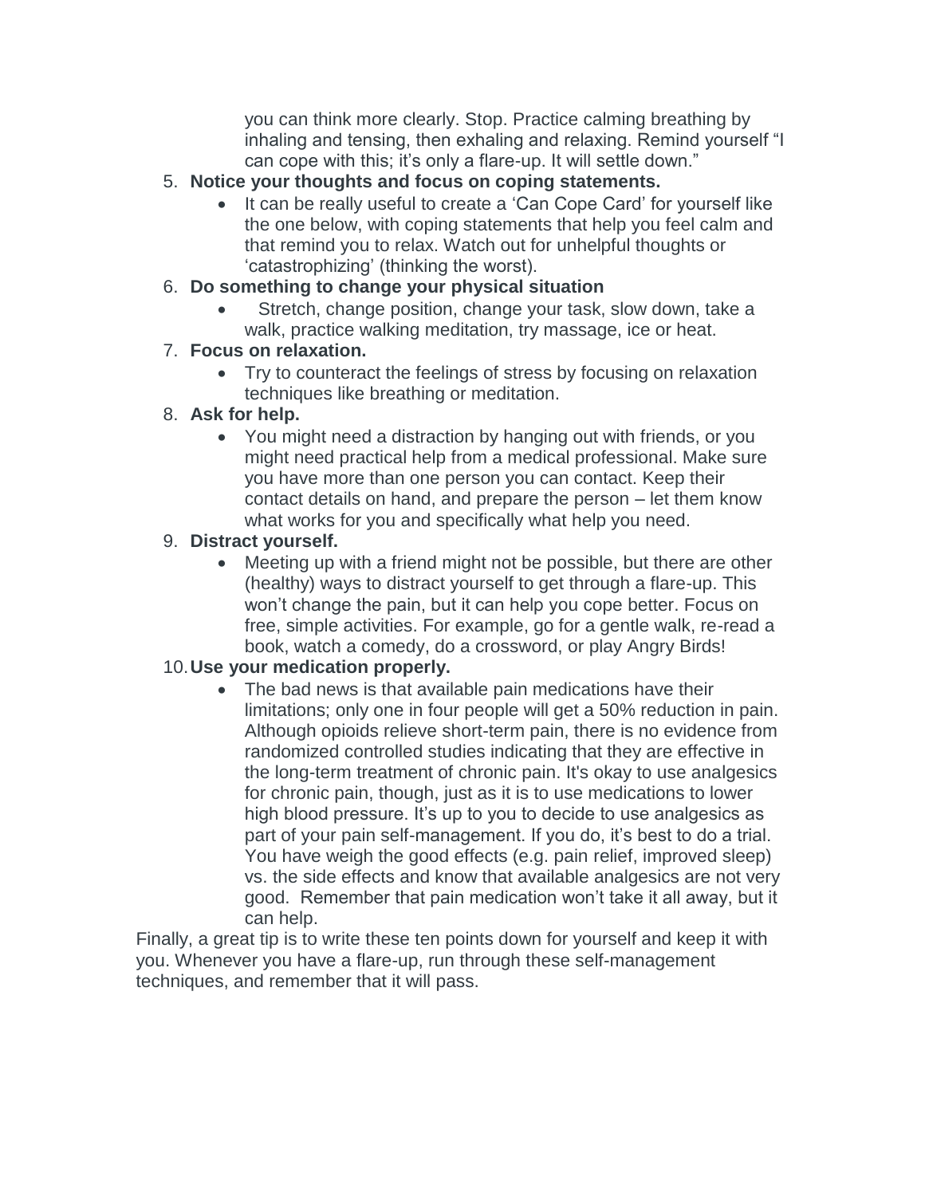you can think more clearly. Stop. Practice calming breathing by inhaling and tensing, then exhaling and relaxing. Remind yourself "I can cope with this; it's only a flare-up. It will settle down."

5. **Notice your thoughts and focus on coping statements.**
    - It can be really useful to create a 'Can Cope Card' for yourself like the one below, with coping statements that help you feel calm and that remind you to relax. Watch out for unhelpful thoughts or 'catastrophizing' (thinking the worst).
6. **Do something to change your physical situation**
    - Stretch, change position, change your task, slow down, take a walk, practice walking meditation, try massage, ice or heat.
7. **Focus on relaxation.**
    - Try to counteract the feelings of stress by focusing on relaxation techniques like breathing or meditation.
8. **Ask for help.**
    - You might need a distraction by hanging out with friends, or you might need practical help from a medical professional. Make sure you have more than one person you can contact. Keep their contact details on hand, and prepare the person – let them know what works for you and specifically what help you need.
9. **Distract yourself.**
    - Meeting up with a friend might not be possible, but there are other (healthy) ways to distract yourself to get through a flare-up. This won't change the pain, but it can help you cope better. Focus on free, simple activities. For example, go for a gentle walk, re-read a book, watch a comedy, do a crossword, or play Angry Birds!
10. **Use your medication properly.**
    - The bad news is that available pain medications have their limitations; only one in four people will get a 50% reduction in pain. Although opioids relieve short-term pain, there is no evidence from randomized controlled studies indicating that they are effective in the long-term treatment of chronic pain. It's okay to use analgesics for chronic pain, though, just as it is to use medications to lower high blood pressure. It's up to you to decide to use analgesics as part of your pain self-management. If you do, it's best to do a trial. You have weigh the good effects (e.g. pain relief, improved sleep) vs. the side effects and know that available analgesics are not very good. Remember that pain medication won't take it all away, but it can help.

Finally, a great tip is to write these ten points down for yourself and keep it with you. Whenever you have a flare-up, run through these self-management techniques, and remember that it will pass.